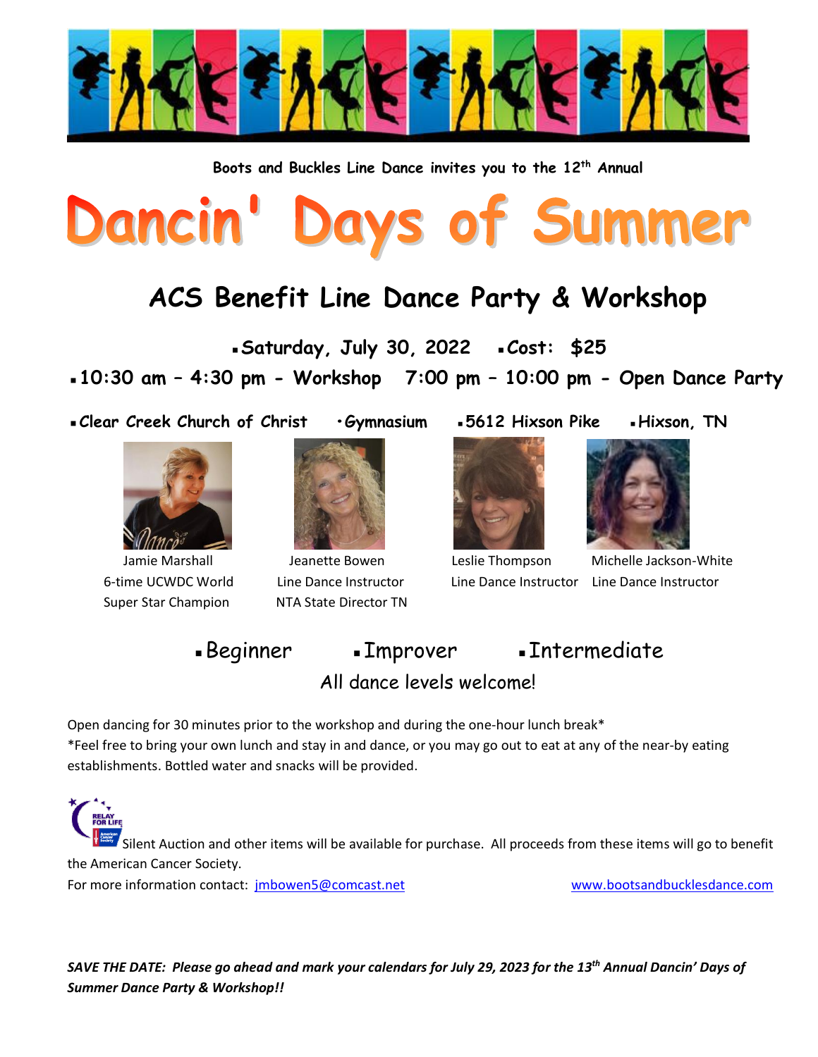Boots and Buckles Line Dance invites you to the 12th Annual

# Dancin' Days of Summer

## ACS Benefit Line Dance Party & Workshop

**▪Saturday, July 30, 2022 ▪Cost: $25**

**▪10:30 am – 4:30 pm - Workshop 7:00 pm – 10:00 pm - Open Dance Party**

**▪Clear Creek Church of Christ •Gymnasium ▪5612 Hixson Pike ▪Hixson, TN**

Jamie Marshall
6-time UCWDC World Super Star Champion

Jeanette Bowen
Line Dance Instructor
NTA State Director TN

Leslie Thompson
Line Dance Instructor

Michelle Jackson-White
Line Dance Instructor

▪Beginner ▪Improver ▪Intermediate

All dance levels welcome!

Open dancing for 30 minutes prior to the workshop and during the one-hour lunch break*

*Feel free to bring your own lunch and stay in and dance, or you may go out to eat at any of the near-by eating establishments. Bottled water and snacks will be provided.

Silent Auction and other items will be available for purchase. All proceeds from these items will go to benefit the American Cancer Society.

For more information contact: jmbowen5@comcast.net www.bootsandbucklesdance.com

***SAVE THE DATE: Please go ahead and mark your calendars for July 29, 2023 for the 13th Annual Dancin' Days of Summer Dance Party & Workshop!!***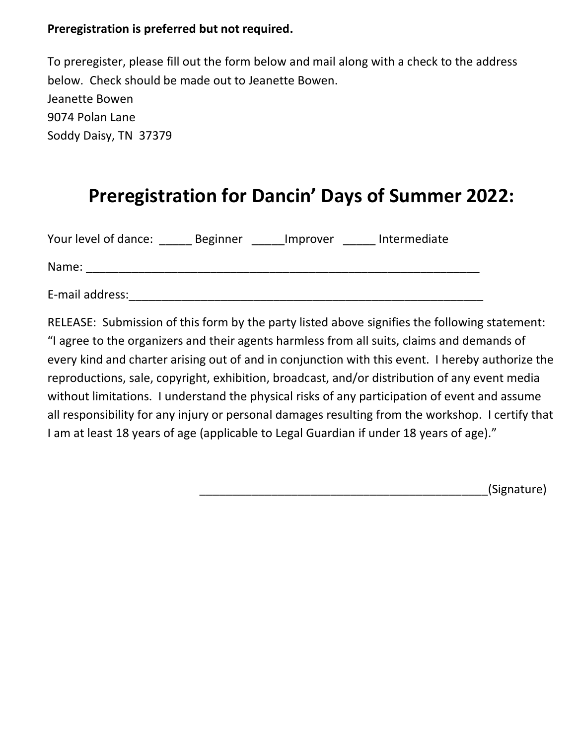**Preregistration is preferred but not required.**

To preregister, please fill out the form below and mail along with a check to the address below. Check should be made out to Jeanette Bowen.
Jeanette Bowen
9074 Polan Lane
Soddy Daisy, TN 37379

# Preregistration for Dancin' Days of Summer 2022:

Your level of dance: _____ Beginner _____Improver _____ Intermediate

Name: ________________________________________________________________

E-mail address:__________________________________________________________

RELEASE: Submission of this form by the party listed above signifies the following statement: "I agree to the organizers and their agents harmless from all suits, claims and demands of every kind and charter arising out of and in conjunction with this event. I hereby authorize the reproductions, sale, copyright, exhibition, broadcast, and/or distribution of any event media without limitations. I understand the physical risks of any participation of event and assume all responsibility for any injury or personal damages resulting from the workshop. I certify that I am at least 18 years of age (applicable to Legal Guardian if under 18 years of age)."

_______________________________________________(Signature)